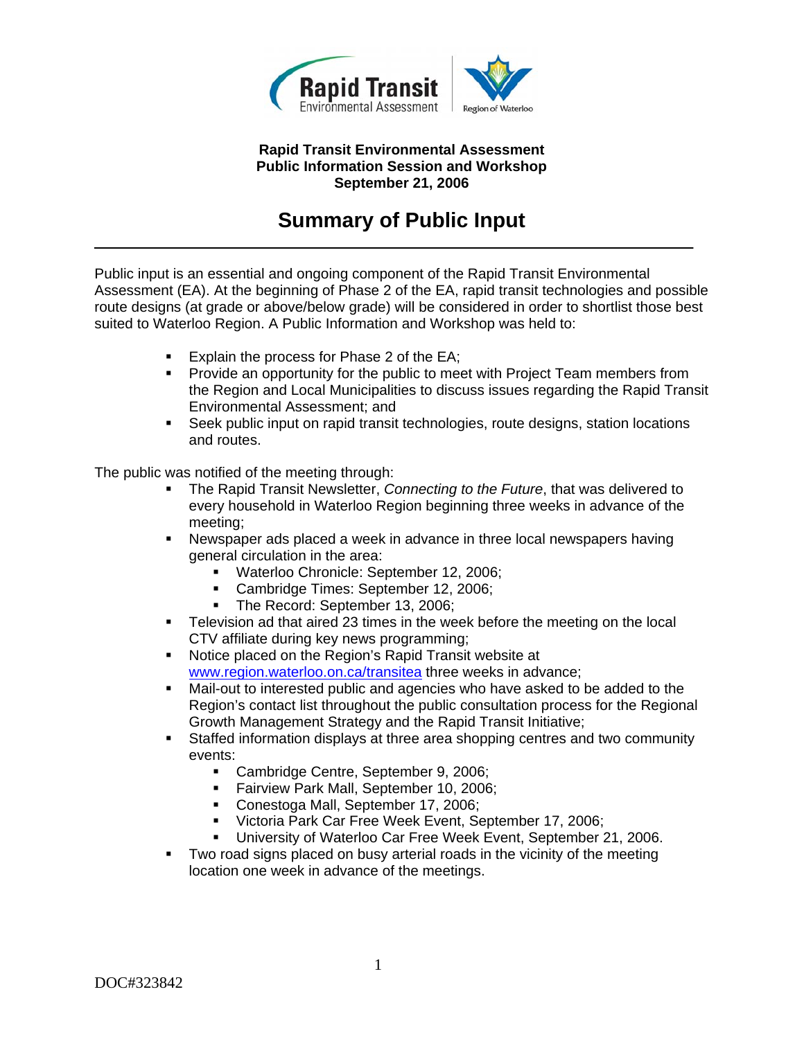**Rapid Transit Environmental Assessment**
**Public Information Session and Workshop**
**September 21, 2006**

# Summary of Public Input

---

Public input is an essential and ongoing component of the Rapid Transit Environmental Assessment (EA). At the beginning of Phase 2 of the EA, rapid transit technologies and possible route designs (at grade or above/below grade) will be considered in order to shortlist those best suited to Waterloo Region. A Public Information and Workshop was held to:

- Explain the process for Phase 2 of the EA;
- Provide an opportunity for the public to meet with Project Team members from the Region and Local Municipalities to discuss issues regarding the Rapid Transit Environmental Assessment; and
- Seek public input on rapid transit technologies, route designs, station locations and routes.

The public was notified of the meeting through:

- The Rapid Transit Newsletter, *Connecting to the Future*, that was delivered to every household in Waterloo Region beginning three weeks in advance of the meeting;
- Newspaper ads placed a week in advance in three local newspapers having general circulation in the area:
  - Waterloo Chronicle: September 12, 2006;
  - Cambridge Times: September 12, 2006;
  - The Record: September 13, 2006;
- Television ad that aired 23 times in the week before the meeting on the local CTV affiliate during key news programming;
- Notice placed on the Region's Rapid Transit website at www.region.waterloo.on.ca/transitea three weeks in advance;
- Mail-out to interested public and agencies who have asked to be added to the Region's contact list throughout the public consultation process for the Regional Growth Management Strategy and the Rapid Transit Initiative;
- Staffed information displays at three area shopping centres and two community events:
  - Cambridge Centre, September 9, 2006;
  - Fairview Park Mall, September 10, 2006;
  - Conestoga Mall, September 17, 2006;
  - Victoria Park Car Free Week Event, September 17, 2006;
  - University of Waterloo Car Free Week Event, September 21, 2006.
- Two road signs placed on busy arterial roads in the vicinity of the meeting location one week in advance of the meetings.

DOC#323842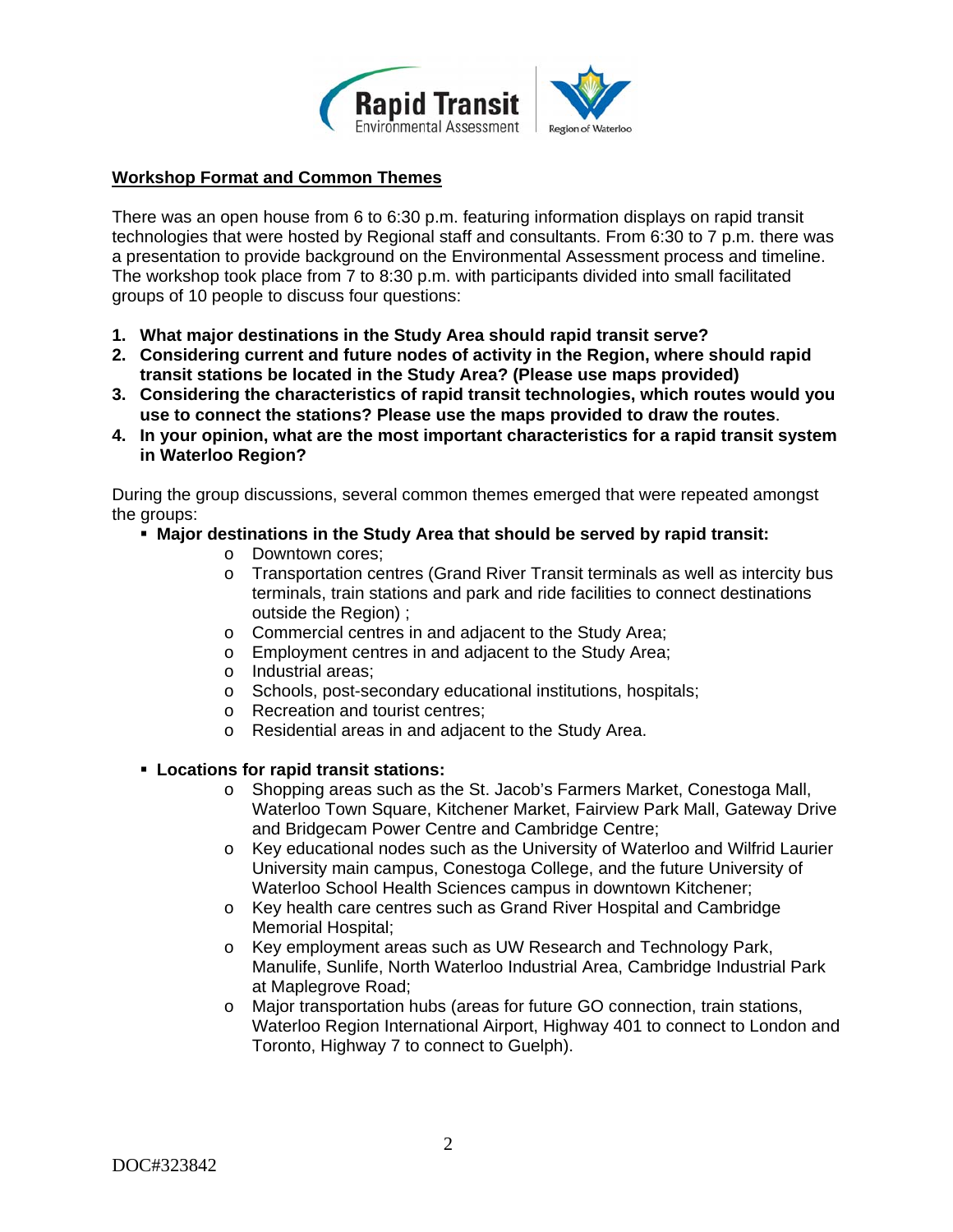## Workshop Format and Common Themes

There was an open house from 6 to 6:30 p.m. featuring information displays on rapid transit technologies that were hosted by Regional staff and consultants. From 6:30 to 7 p.m. there was a presentation to provide background on the Environmental Assessment process and timeline. The workshop took place from 7 to 8:30 p.m. with participants divided into small facilitated groups of 10 people to discuss four questions:

1. **What major destinations in the Study Area should rapid transit serve?**
2. **Considering current and future nodes of activity in the Region, where should rapid transit stations be located in the Study Area? (Please use maps provided)**
3. **Considering the characteristics of rapid transit technologies, which routes would you use to connect the stations? Please use the maps provided to draw the routes**.
4. **In your opinion, what are the most important characteristics for a rapid transit system in Waterloo Region?**

During the group discussions, several common themes emerged that were repeated amongst the groups:

- **Major destinations in the Study Area that should be served by rapid transit:**
  - Downtown cores;
  - Transportation centres (Grand River Transit terminals as well as intercity bus terminals, train stations and park and ride facilities to connect destinations outside the Region) ;
  - Commercial centres in and adjacent to the Study Area;
  - Employment centres in and adjacent to the Study Area;
  - Industrial areas;
  - Schools, post-secondary educational institutions, hospitals;
  - Recreation and tourist centres;
  - Residential areas in and adjacent to the Study Area.

- **Locations for rapid transit stations:**
  - Shopping areas such as the St. Jacob's Farmers Market, Conestoga Mall, Waterloo Town Square, Kitchener Market, Fairview Park Mall, Gateway Drive and Bridgecam Power Centre and Cambridge Centre;
  - Key educational nodes such as the University of Waterloo and Wilfrid Laurier University main campus, Conestoga College, and the future University of Waterloo School Health Sciences campus in downtown Kitchener;
  - Key health care centres such as Grand River Hospital and Cambridge Memorial Hospital;
  - Key employment areas such as UW Research and Technology Park, Manulife, Sunlife, North Waterloo Industrial Area, Cambridge Industrial Park at Maplegrove Road;
  - Major transportation hubs (areas for future GO connection, train stations, Waterloo Region International Airport, Highway 401 to connect to London and Toronto, Highway 7 to connect to Guelph).

DOC#323842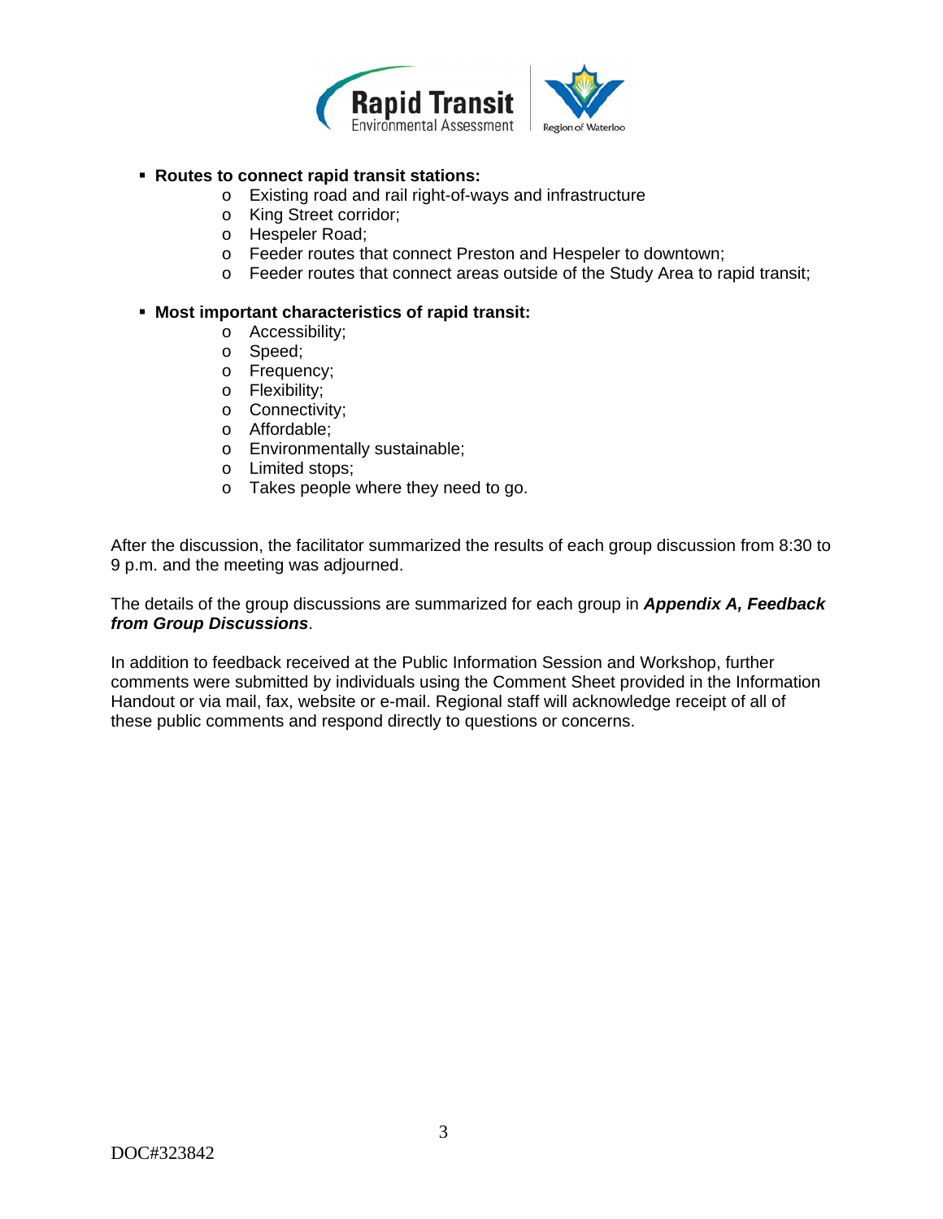- **Routes to connect rapid transit stations:**
  - Existing road and rail right-of-ways and infrastructure
  - King Street corridor;
  - Hespeler Road;
  - Feeder routes that connect Preston and Hespeler to downtown;
  - Feeder routes that connect areas outside of the Study Area to rapid transit;

- **Most important characteristics of rapid transit:**
  - Accessibility;
  - Speed;
  - Frequency;
  - Flexibility;
  - Connectivity;
  - Affordable;
  - Environmentally sustainable;
  - Limited stops;
  - Takes people where they need to go.

After the discussion, the facilitator summarized the results of each group discussion from 8:30 to 9 p.m. and the meeting was adjourned.

The details of the group discussions are summarized for each group in ***Appendix A, Feedback from Group Discussions***.

In addition to feedback received at the Public Information Session and Workshop, further comments were submitted by individuals using the Comment Sheet provided in the Information Handout or via mail, fax, website or e-mail. Regional staff will acknowledge receipt of all of these public comments and respond directly to questions or concerns.

DOC#323842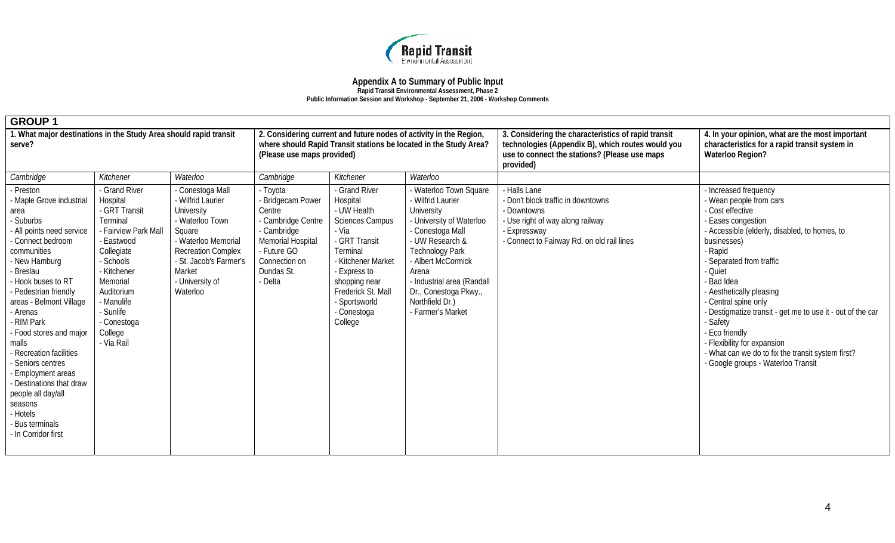**Rapid Transit** Environmental Assessment

# Appendix A to Summary of Public Input

**Rapid Transit Environmental Assessment, Phase 2**

**Public Information Session and Workshop - September 21, 2006 - Workshop Comments**

## GROUP 1

| 1. What major destinations in the Study Area should rapid transit serve? | | | 2. Considering current and future nodes of activity in the Region, where should Rapid Transit stations be located in the Study Area? (Please use maps provided) | | | 3. Considering the characteristics of rapid transit technologies (Appendix B), which routes would you use to connect the stations? (Please use maps provided) | 4. In your opinion, what are the most important characteristics for a rapid transit system in Waterloo Region? |
|---|---|---|---|---|---|---|---|
| *Cambridge* | *Kitchener* | *Waterloo* | *Cambridge* | *Kitchener* | *Waterloo* | | |
| - Preston<br>- Maple Grove industrial area<br>- Suburbs<br>- All points need service<br>- Connect bedroom communities<br>- New Hamburg<br>- Breslau<br>- Hook buses to RT<br>- Pedestrian friendly areas - Belmont Village<br>- Arenas<br>- RIM Park<br>- Food stores and major malls<br>- Recreation facilities<br>- Seniors centres<br>- Employment areas<br>- Destinations that draw people all day/all seasons<br>- Hotels<br>- Bus terminals<br>- In Corridor first | - Grand River Hospital<br>- GRT Transit Terminal<br>- Fairview Park Mall<br>- Eastwood Collegiate<br>- Schools<br>- Kitchener Memorial Auditorium<br>- Manulife<br>- Sunlife<br>- Conestoga College<br>- Via Rail | - Conestoga Mall<br>- Wilfrid Laurier University<br>- Waterloo Town Square<br>- Waterloo Memorial Recreation Complex<br>- St. Jacob's Farmer's Market<br>- University of Waterloo | - Toyota<br>- Bridgecam Power Centre<br>- Cambridge Centre<br>- Cambridge Memorial Hospital<br>- Future GO Connection on Dundas St.<br>- Delta | - Grand River Hospital<br>- UW Health Sciences Campus<br>- Via<br>- GRT Transit Terminal<br>- Kitchener Market<br>- Express to shopping near Frederick St. Mall<br>- Sportsworld<br>- Conestoga College | - Waterloo Town Square<br>- Wilfrid Laurier University<br>- University of Waterloo<br>- Conestoga Mall<br>- UW Research & Technology Park<br>- Albert McCormick Arena<br>- Industrial area (Randall Dr., Conestoga Pkwy., Northfield Dr.)<br>- Farmer's Market | - Halls Lane<br>- Don't block traffic in downtowns<br>- Downtowns<br>- Use right of way along railway<br>- Expressway<br>- Connect to Fairway Rd. on old rail lines | - Increased frequency<br>- Wean people from cars<br>- Cost effective<br>- Eases congestion<br>- Accessible (elderly, disabled, to homes, to businesses)<br>- Rapid<br>- Separated from traffic<br>- Quiet<br>- Bad Idea<br>- Aesthetically pleasing<br>- Central spine only<br>- Destigmatize transit - get me to use it - out of the car<br>- Safety<br>- Eco friendly<br>- Flexibility for expansion<br>- What can we do to fix the transit system first?<br>- Google groups - Waterloo Transit |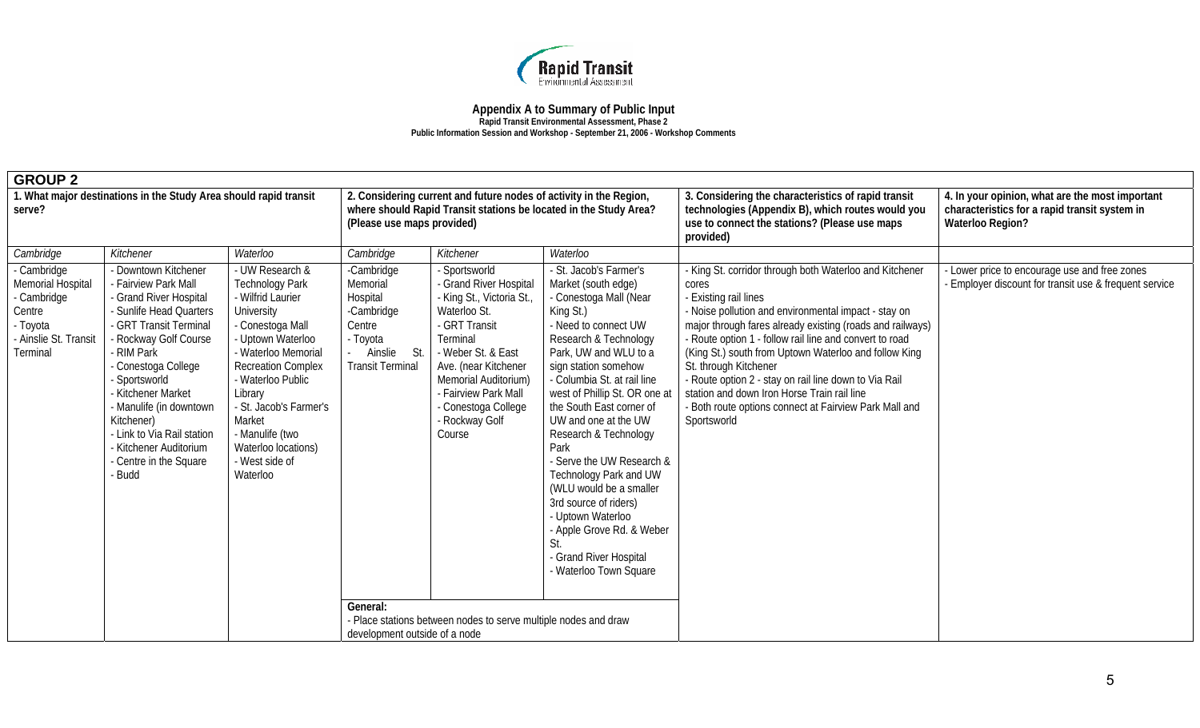# Appendix A to Summary of Public Input

**Rapid Transit Environmental Assessment, Phase 2**

**Public Information Session and Workshop - September 21, 2006 - Workshop Comments**

| **GROUP 2** | | | | | | | |
|---|---|---|---|---|---|---|---|
| **1. What major destinations in the Study Area should rapid transit serve?** | | | **2. Considering current and future nodes of activity in the Region, where should Rapid Transit stations be located in the Study Area? (Please use maps provided)** | | | **3. Considering the characteristics of rapid transit technologies (Appendix B), which routes would you use to connect the stations? (Please use maps provided)** | **4. In your opinion, what are the most important characteristics for a rapid transit system in Waterloo Region?** |
| *Cambridge* | *Kitchener* | *Waterloo* | *Cambridge* | *Kitchener* | *Waterloo* | | |
| - Cambridge Memorial Hospital<br>- Cambridge Centre<br>- Toyota<br>- Ainslie St. Transit Terminal | - Downtown Kitchener<br>- Fairview Park Mall<br>- Grand River Hospital<br>- Sunlife Head Quarters<br>- GRT Transit Terminal<br>- Rockway Golf Course<br>- RIM Park<br>- Conestoga College<br>- Sportsworld<br>- Kitchener Market<br>- Manulife (in downtown Kitchener)<br>- Link to Via Rail station<br>- Kitchener Auditorium<br>- Centre in the Square<br>- Budd | - UW Research & Technology Park<br>- Wilfrid Laurier University<br>- Conestoga Mall<br>- Uptown Waterloo<br>- Waterloo Memorial Recreation Complex<br>- Waterloo Public Library<br>- St. Jacob's Farmer's Market<br>- Manulife (two Waterloo locations)<br>- West side of Waterloo | -Cambridge Memorial Hospital<br>-Cambridge Centre<br>- Toyota<br>- Ainslie St. Transit Terminal | - Sportsworld<br>- Grand River Hospital<br>- King St., Victoria St., Waterloo St.<br>- GRT Transit Terminal<br>- Weber St. & East Ave. (near Kitchener Memorial Auditorium)<br>- Fairview Park Mall<br>- Conestoga College<br>- Rockway Golf Course | - St. Jacob's Farmer's Market (south edge)<br>- Conestoga Mall (Near King St.)<br>- Need to connect UW Research & Technology Park, UW and WLU to a sign station somehow<br>- Columbia St. at rail line west of Phillip St. OR one at the South East corner of UW and one at the UW Research & Technology Park<br>- Serve the UW Research & Technology Park and UW (WLU would be a smaller 3rd source of riders)<br>- Uptown Waterloo<br>- Apple Grove Rd. & Weber St.<br>- Grand River Hospital<br>- Waterloo Town Square | - King St. corridor through both Waterloo and Kitchener cores<br>- Existing rail lines<br>- Noise pollution and environmental impact - stay on major through fares already existing (roads and railways)<br>- Route option 1 - follow rail line and convert to road (King St.) south from Uptown Waterloo and follow King St. through Kitchener<br>- Route option 2 - stay on rail line down to Via Rail station and down Iron Horse Train rail line<br>- Both route options connect at Fairview Park Mall and Sportsworld | - Lower price to encourage use and free zones<br>- Employer discount for transit use & frequent service |
| | | | **General:**<br>- Place stations between nodes to serve multiple nodes and draw development outside of a node | | | | |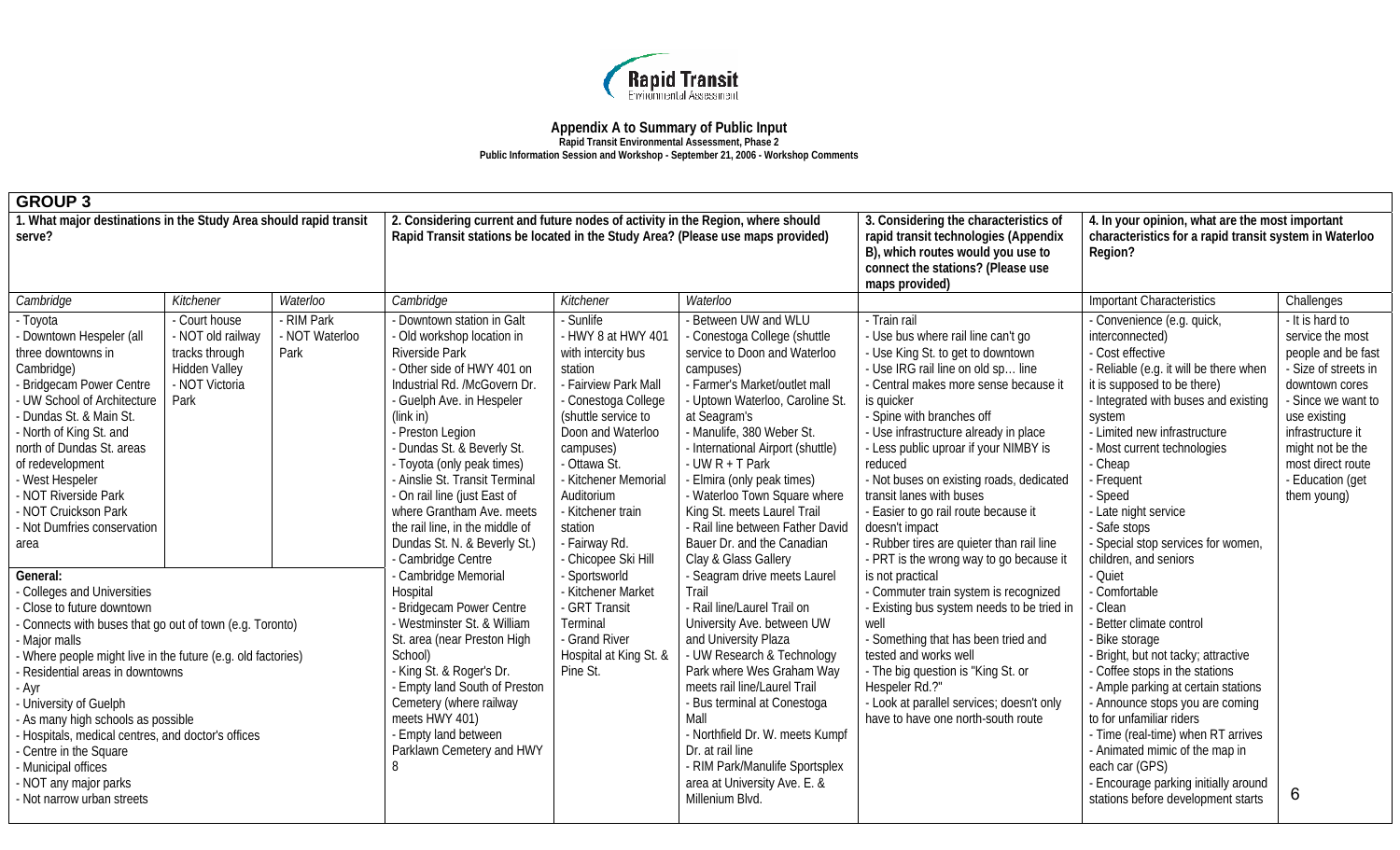**Appendix A to Summary of Public Input**

**Rapid Transit Environmental Assessment, Phase 2**

**Public Information Session and Workshop - September 21, 2006 - Workshop Comments**

## GROUP 3

| 1. What major destinations in the Study Area should rapid transit serve? | | | 2. Considering current and future nodes of activity in the Region, where should Rapid Transit stations be located in the Study Area? (Please use maps provided) | | | 3. Considering the characteristics of rapid transit technologies (Appendix B), which routes would you use to connect the stations? (Please use maps provided) | 4. In your opinion, what are the most important characteristics for a rapid transit system in Waterloo Region? | |
|---|---|---|---|---|---|---|---|---|
| *Cambridge* | *Kitchener* | *Waterloo* | *Cambridge* | *Kitchener* | *Waterloo* | | Important Characteristics | Challenges |
| - Toyota<br>- Downtown Hespeler (all three downtowns in Cambridge)<br>- Bridgecam Power Centre<br>- UW School of Architecture<br>- Dundas St. & Main St.<br>- North of King St. and north of Dundas St. areas of redevelopment<br>- West Hespeler<br>- NOT Riverside Park<br>- NOT Cruickson Park<br>- Not Dumfries conservation area | - Court house<br>- NOT old railway tracks through Hidden Valley<br>- NOT Victoria Park | - RIM Park<br>- NOT Waterloo Park | - Downtown station in Galt<br>- Old workshop location in Riverside Park<br>- Other side of HWY 401 on Industrial Rd. /McGovern Dr.<br>- Guelph Ave. in Hespeler (link in)<br>- Preston Legion<br>- Dundas St. & Beverly St.<br>- Toyota (only peak times)<br>- Ainslie St. Transit Terminal<br>- On rail line (just East of where Grantham Ave. meets the rail line, in the middle of Dundas St. N. & Beverly St.)<br>- Cambridge Centre<br>- Cambridge Memorial Hospital<br>- Bridgecam Power Centre<br>- Westminster St. & William St. area (near Preston High School)<br>- King St. & Roger's Dr.<br>- Empty land South of Preston Cemetery (where railway meets HWY 401)<br>- Empty land between Parklawn Cemetery and HWY 8 | - Sunlife<br>- HWY 8 at HWY 401 with intercity bus station<br>- Fairview Park Mall<br>- Conestoga College (shuttle service to Doon and Waterloo campuses)<br>- Ottawa St.<br>- Kitchener Memorial Auditorium<br>- Kitchener train station<br>- Fairway Rd.<br>- Chicopee Ski Hill<br>- Sportsworld<br>- Kitchener Market<br>- GRT Transit Terminal<br>- Grand River Hospital at King St. & Pine St. | - Between UW and WLU<br>- Conestoga College (shuttle service to Doon and Waterloo campuses)<br>- Farmer's Market/outlet mall at Seagram's<br>- Manulife, 380 Weber St.<br>- International Airport (shuttle)<br>- UW R + T Park<br>- Elmira (only peak times)<br>- Waterloo Town Square where King St. meets Laurel Trail<br>- Rail line between Father David Bauer Dr. and the Canadian Clay & Glass Gallery<br>- Seagram drive meets Laurel Trail<br>- Rail line/Laurel Trail on University Ave. between UW and University Plaza<br>- UW Research & Technology Park where Wes Graham Way meets rail line/Laurel Trail<br>- Bus terminal at Conestoga Mall<br>- Northfield Dr. W. meets Kumpf Dr. at rail line<br>- RIM Park/Manulife Sportsplex area at University Ave. E. & Millenium Blvd. | - Train rail<br>- Use bus where rail line can't go<br>- Use King St. to get to downtown<br>- Use IRG rail line on old sp… line<br>- Central makes more sense because it is quicker<br>- Spine with branches off<br>- Use infrastructure already in place<br>- Less public uproar if your NIMBY is reduced<br>- Not buses on existing roads, dedicated transit lanes with buses<br>- Easier to go rail route because it doesn't impact<br>- Rubber tires are quieter than rail line<br>- PRT is the wrong way to go because it is not practical<br>- Commuter train system is recognized<br>- Existing bus system needs to be tried in well<br>- Something that has been tried and tested and works well<br>- The big question is "King St. or Hespeler Rd.?"<br>- Look at parallel services; doesn't only have to have one north-south route | - Convenience (e.g. quick, interconnected)<br>- Cost effective<br>- Reliable (e.g. it will be there when it is supposed to be there)<br>- Integrated with buses and existing system<br>- Limited new infrastructure<br>- Most current technologies<br>- Cheap<br>- Frequent<br>- Speed<br>- Late night service<br>- Safe stops<br>- Special stop services for women, children, and seniors<br>- Quiet<br>- Comfortable<br>- Clean<br>- Better climate control<br>- Bike storage<br>- Bright, but not tacky; attractive<br>- Coffee stops in the stations<br>- Ample parking at certain stations<br>- Announce stops you are coming to for unfamiliar riders<br>- Time (real-time) when RT arrives<br>- Animated mimic of the map in each car (GPS)<br>- Encourage parking initially around stations before development starts | - It is hard to service the most people and be fast<br>- Size of streets in downtown cores<br>- Since we want to use existing infrastructure it might not be the most direct route<br>- Education (get them young) |
| **General:**<br>- Colleges and Universities<br>- Close to future downtown<br>- Connects with buses that go out of town (e.g. Toronto)<br>- Major malls<br>- Where people might live in the future (e.g. old factories)<br>- Residential areas in downtowns<br>- Ayr<br>- University of Guelph<br>- As many high schools as possible<br>- Hospitals, medical centres, and doctor's offices<br>- Centre in the Square<br>- Municipal offices<br>- NOT any major parks<br>- Not narrow urban streets | | | | | | | | |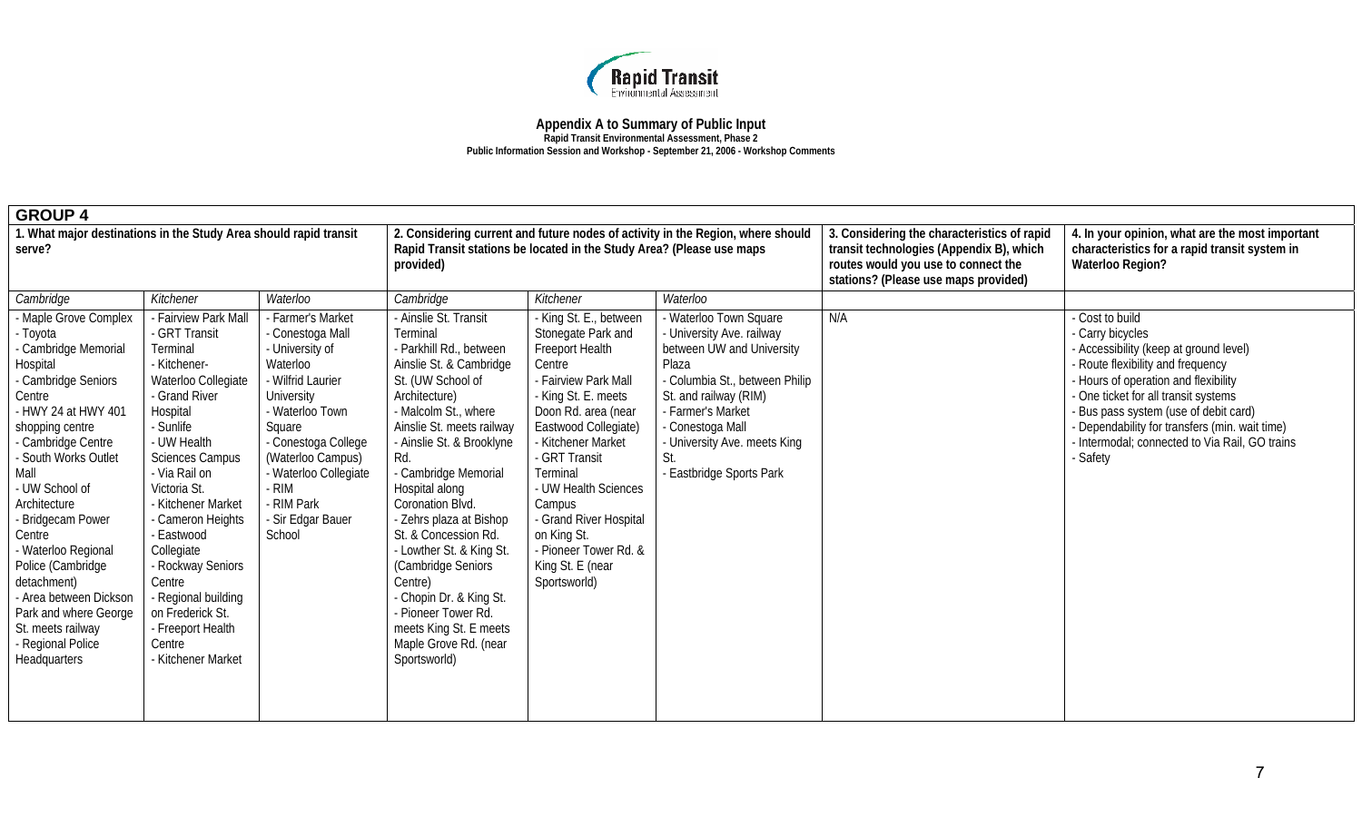Rapid Transit Environmental Assessment

**Appendix A to Summary of Public Input**
**Rapid Transit Environmental Assessment, Phase 2**
**Public Information Session and Workshop - September 21, 2006 - Workshop Comments**

| GROUP 4 | | | | | | | |
|---|---|---|---|---|---|---|---|
| 1. What major destinations in the Study Area should rapid transit serve? | | | 2. Considering current and future nodes of activity in the Region, where should Rapid Transit stations be located in the Study Area? (Please use maps provided) | | | 3. Considering the characteristics of rapid transit technologies (Appendix B), which routes would you use to connect the stations? (Please use maps provided) | 4. In your opinion, what are the most important characteristics for a rapid transit system in Waterloo Region? |
| *Cambridge* | *Kitchener* | *Waterloo* | *Cambridge* | *Kitchener* | *Waterloo* | | |
| - Maple Grove Complex<br>- Toyota<br>- Cambridge Memorial Hospital<br>- Cambridge Seniors Centre<br>- HWY 24 at HWY 401 shopping centre<br>- Cambridge Centre<br>- South Works Outlet Mall<br>- UW School of Architecture<br>- Bridgecam Power Centre<br>- Waterloo Regional Police (Cambridge detachment)<br>- Area between Dickson Park and where George St. meets railway<br>- Regional Police Headquarters | - Fairview Park Mall<br>- GRT Transit Terminal<br>- Kitchener-Waterloo Collegiate<br>- Grand River Hospital<br>- Sunlife<br>- UW Health Sciences Campus<br>- Via Rail on Victoria St.<br>- Kitchener Market<br>- Cameron Heights<br>- Eastwood Collegiate<br>- Rockway Seniors Centre<br>- Regional building on Frederick St.<br>- Freeport Health Centre<br>- Kitchener Market | - Farmer's Market<br>- Conestoga Mall<br>- University of Waterloo<br>- Wilfrid Laurier University<br>- Waterloo Town Square<br>- Conestoga College (Waterloo Campus)<br>- Waterloo Collegiate<br>- RIM<br>- RIM Park<br>- Sir Edgar Bauer School | - Ainslie St. Transit Terminal<br>- Parkhill Rd., between Ainslie St. & Cambridge St. (UW School of Architecture)<br>- Malcolm St., where Ainslie St. meets railway<br>- Ainslie St. & Brooklyne Rd.<br>- Cambridge Memorial Hospital along Coronation Blvd.<br>- Zehrs plaza at Bishop St. & Concession Rd.<br>- Lowther St. & King St. (Cambridge Seniors Centre)<br>- Chopin Dr. & King St.<br>- Pioneer Tower Rd. meets King St. E meets Maple Grove Rd. (near Sportsworld) | - King St. E., between Stonegate Park and Freeport Health Centre<br>- Fairview Park Mall<br>- King St. E. meets Doon Rd. area (near Eastwood Collegiate)<br>- Kitchener Market<br>- GRT Transit Terminal<br>- UW Health Sciences Campus<br>- Grand River Hospital on King St.<br>- Pioneer Tower Rd. & King St. E (near Sportsworld) | - Waterloo Town Square<br>- University Ave. railway between UW and University Plaza<br>- Columbia St., between Philip St. and railway (RIM)<br>- Farmer's Market<br>- Conestoga Mall<br>- University Ave. meets King St.<br>- Eastbridge Sports Park | N/A | - Cost to build<br>- Carry bicycles<br>- Accessibility (keep at ground level)<br>- Route flexibility and frequency<br>- Hours of operation and flexibility<br>- One ticket for all transit systems<br>- Bus pass system (use of debit card)<br>- Dependability for transfers (min. wait time)<br>- Intermodal; connected to Via Rail, GO trains<br>- Safety |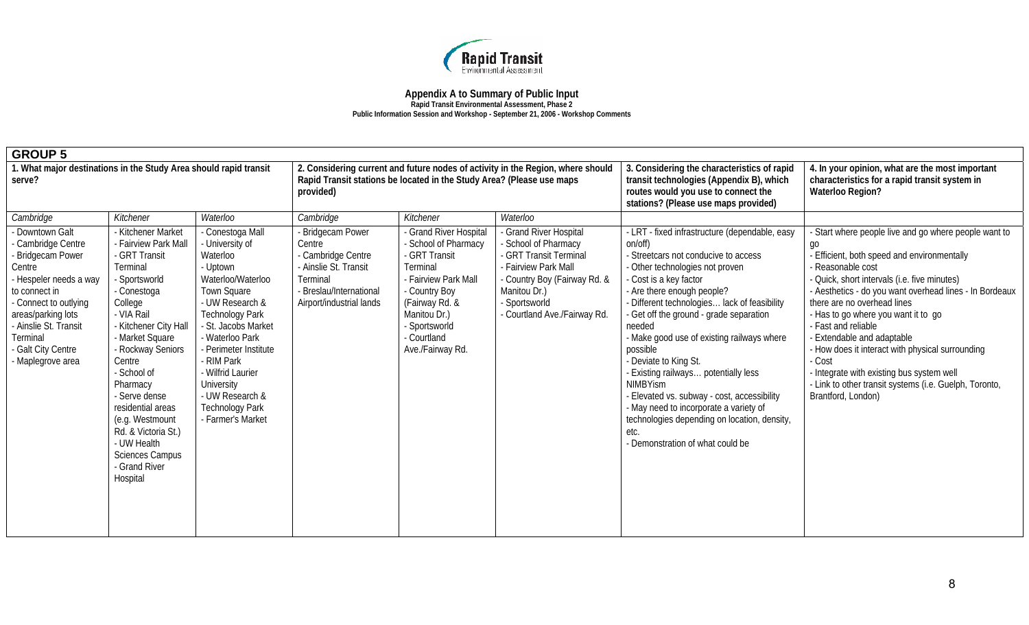**Appendix A to Summary of Public Input**
**Rapid Transit Environmental Assessment, Phase 2**
**Public Information Session and Workshop - September 21, 2006 - Workshop Comments**

| GROUP 5 | | | | | | | |
|---|---|---|---|---|---|---|---|
| **1. What major destinations in the Study Area should rapid transit serve?** | | | **2. Considering current and future nodes of activity in the Region, where should Rapid Transit stations be located in the Study Area? (Please use maps provided)** | | | **3. Considering the characteristics of rapid transit technologies (Appendix B), which routes would you use to connect the stations? (Please use maps provided)** | **4. In your opinion, what are the most important characteristics for a rapid transit system in Waterloo Region?** |
| *Cambridge* | *Kitchener* | *Waterloo* | *Cambridge* | *Kitchener* | *Waterloo* | | |
| - Downtown Galt<br>- Cambridge Centre<br>- Bridgecam Power Centre<br>- Hespeler needs a way to connect in<br>- Connect to outlying areas/parking lots<br>- Ainslie St. Transit Terminal<br>- Galt City Centre<br>- Maplegrove area | - Kitchener Market<br>- Fairview Park Mall<br>- GRT Transit Terminal<br>- Sportsworld<br>- Conestoga College<br>- VIA Rail<br>- Kitchener City Hall<br>- Market Square<br>- Rockway Seniors Centre<br>- School of Pharmacy<br>- Serve dense residential areas (e.g. Westmount Rd. & Victoria St.)<br>- UW Health Sciences Campus<br>- Grand River Hospital | - Conestoga Mall<br>- University of Waterloo<br>- Uptown Waterloo/Waterloo Town Square<br>- UW Research & Technology Park<br>- St. Jacobs Market<br>- Waterloo Park<br>- Perimeter Institute<br>- RIM Park<br>- Wilfrid Laurier University<br>- UW Research & Technology Park<br>- Farmer's Market | - Bridgecam Power Centre<br>- Cambridge Centre<br>- Ainslie St. Transit Terminal<br>- Breslau/International Airport/industrial lands | - Grand River Hospital<br>- School of Pharmacy<br>- GRT Transit Terminal<br>- Fairview Park Mall<br>- Country Boy (Fairway Rd. & Manitou Dr.)<br>- Sportsworld<br>- Courtland Ave./Fairway Rd. | - Grand River Hospital<br>- School of Pharmacy<br>- GRT Transit Terminal<br>- Fairview Park Mall<br>- Country Boy (Fairway Rd. & Manitou Dr.)<br>- Sportsworld<br>- Courtland Ave./Fairway Rd. | - LRT - fixed infrastructure (dependable, easy on/off)<br>- Streetcars not conducive to access<br>- Other technologies not proven<br>- Cost is a key factor<br>- Are there enough people?<br>- Different technologies… lack of feasibility<br>- Get off the ground - grade separation needed<br>- Make good use of existing railways where possible<br>- Deviate to King St.<br>- Existing railways… potentially less NIMBYism<br>- Elevated vs. subway - cost, accessibility<br>- May need to incorporate a variety of technologies depending on location, density, etc.<br>- Demonstration of what could be | - Start where people live and go where people want to go<br>- Efficient, both speed and environmentally<br>- Reasonable cost<br>- Quick, short intervals (i.e. five minutes)<br>- Aesthetics - do you want overhead lines - In Bordeaux there are no overhead lines<br>- Has to go where you want it to go<br>- Fast and reliable<br>- Extendable and adaptable<br>- How does it interact with physical surrounding<br>- Cost<br>- Integrate with existing bus system well<br>- Link to other transit systems (i.e. Guelph, Toronto, Brantford, London) |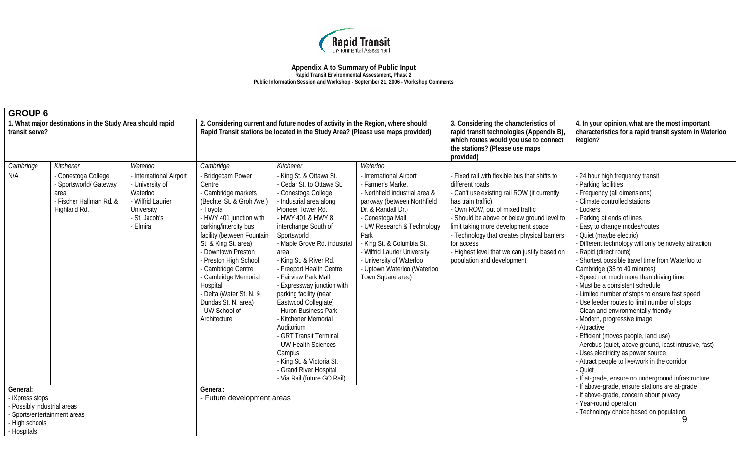**Rapid Transit** Environmental Assessment

**Appendix A to Summary of Public Input**
**Rapid Transit Environmental Assessment, Phase 2**
**Public Information Session and Workshop - September 21, 2006 - Workshop Comments**

**GROUP 6**

| 1. What major destinations in the Study Area should rapid transit serve? | | | 2. Considering current and future nodes of activity in the Region, where should Rapid Transit stations be located in the Study Area? (Please use maps provided) | | | 3. Considering the characteristics of rapid transit technologies (Appendix B), which routes would you use to connect the stations? (Please use maps provided) | 4. In your opinion, what are the most important characteristics for a rapid transit system in Waterloo Region? |
|---|---|---|---|---|---|---|---|
| *Cambridge* | *Kitchener* | *Waterloo* | *Cambridge* | *Kitchener* | *Waterloo* | | |
| N/A | - Conestoga College<br>- Sportsworld/ Gateway area<br>- Fischer Hallman Rd. & Highland Rd. | - International Airport<br>- University of Waterloo<br>- Wilfrid Laurier University<br>- St. Jacob's<br>- Elmira | - Bridgecam Power Centre<br>- Cambridge markets (Bechtel St. & Groh Ave.)<br>- Toyota<br>- HWY 401 junction with parking/intercity bus facility (between Fountain St. & King St. area)<br>- Downtown Preston<br>- Preston High School<br>- Cambridge Centre<br>- Cambridge Memorial Hospital<br>- Delta (Water St. N. & Dundas St. N. area)<br>- UW School of Architecture | - King St. & Ottawa St.<br>- Cedar St. to Ottawa St.<br>- Conestoga College<br>- Industrial area along Pioneer Tower Rd.<br>- HWY 401 & HWY 8 interchange South of Sportsworld<br>- Maple Grove Rd. industrial area<br>- King St. & River Rd.<br>- Freeport Health Centre<br>- Fairview Park Mall<br>- Expressway junction with parking facility (near Eastwood Collegiate)<br>- Huron Business Park<br>- Kitchener Memorial Auditorium<br>- GRT Transit Terminal<br>- UW Health Sciences Campus<br>- King St. & Victoria St.<br>- Grand River Hospital<br>- Via Rail (future GO Rail) | - International Airport<br>- Farmer's Market<br>- Northfield industrial area & parkway (between Northfield Dr. & Randall Dr.)<br>- Conestoga Mall<br>- UW Research & Technology Park<br>- King St. & Columbia St.<br>- Wilfrid Laurier University<br>- University of Waterloo<br>- Uptown Waterloo (Waterloo Town Square area) | - Fixed rail with flexible bus that shifts to different roads<br>- Can't use existing rail ROW (it currently has train traffic)<br>- Own ROW, out of mixed traffic<br>- Should be above or below ground level to limit taking more development space<br>- Technology that creates physical barriers for access<br>- Highest level that we can justify based on population and development | - 24 hour high frequency transit<br>- Parking facilities<br>- Frequency (all dimensions)<br>- Climate controlled stations<br>- Lockers<br>- Parking at ends of lines<br>- Easy to change modes/routes<br>- Quiet (maybe electric)<br>- Different technology will only be novelty attraction<br>- Rapid (direct route)<br>- Shortest possible travel time from Waterloo to Cambridge (35 to 40 minutes)<br>- Speed not much more than driving time<br>- Must be a consistent schedule<br>- Limited number of stops to ensure fast speed<br>- Use feeder routes to limit number of stops<br>- Clean and environmentally friendly<br>- Modern, progressive image<br>- Attractive<br>- Efficient (moves people, land use)<br>- Aerobus (quiet, above ground, least intrusive, fast)<br>- Uses electricity as power source<br>- Attract people to live/work in the corridor<br>- Quiet<br>- If at-grade, ensure no underground infrastructure<br>- If above-grade, ensure stations are at-grade<br>- If above-grade, concern about privacy<br>- Year-round operation<br>- Technology choice based on population |
| **General:**<br>- iXpress stops<br>- Possibly industrial areas<br>- Sports/entertainment areas<br>- High schools<br>- Hospitals | | | **General:**<br>- Future development areas | | | | |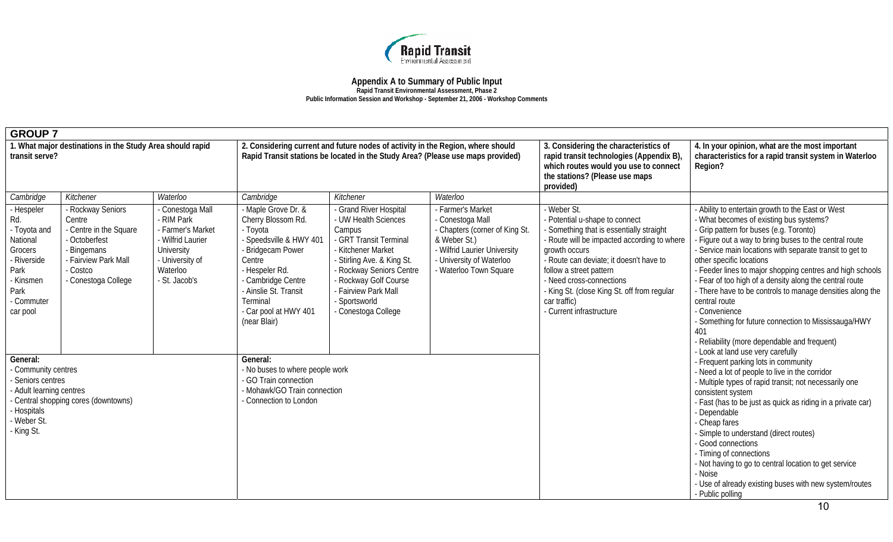**Appendix A to Summary of Public Input**

**Rapid Transit Environmental Assessment, Phase 2**

**Public Information Session and Workshop - September 21, 2006 - Workshop Comments**

## GROUP 7

| 1. What major destinations in the Study Area should rapid transit serve? | | | 2. Considering current and future nodes of activity in the Region, where should Rapid Transit stations be located in the Study Area? (Please use maps provided) | | | 3. Considering the characteristics of rapid transit technologies (Appendix B), which routes would you use to connect the stations? (Please use maps provided) | 4. In your opinion, what are the most important characteristics for a rapid transit system in Waterloo Region? |
|---|---|---|---|---|---|---|---|
| *Cambridge* | *Kitchener* | *Waterloo* | *Cambridge* | *Kitchener* | *Waterloo* | | |
| - Hespeler Rd.<br>- Toyota and National Grocers<br>- Riverside Park<br>- Kinsmen Park<br>- Commuter car pool | - Rockway Seniors Centre<br>- Centre in the Square<br>- Octoberfest<br>- Bingemans<br>- Fairview Park Mall<br>- Costco<br>- Conestoga College | - Conestoga Mall<br>- RIM Park<br>- Farmer's Market<br>- Wilfrid Laurier University<br>- University of Waterloo<br>- St. Jacob's | - Maple Grove Dr. & Cherry Blossom Rd.<br>- Toyota<br>- Speedsville & HWY 401<br>- Bridgecam Power Centre<br>- Hespeler Rd.<br>- Cambridge Centre<br>- Ainslie St. Transit Terminal<br>- Car pool at HWY 401 (near Blair) | - Grand River Hospital<br>- UW Health Sciences Campus<br>- GRT Transit Terminal<br>- Kitchener Market<br>- Stirling Ave. & King St.<br>- Rockway Seniors Centre<br>- Rockway Golf Course<br>- Fairview Park Mall<br>- Sportsworld<br>- Conestoga College | - Farmer's Market<br>- Conestoga Mall<br>- Chapters (corner of King St. & Weber St.)<br>- Wilfrid Laurier University<br>- University of Waterloo<br>- Waterloo Town Square | - Weber St.<br>- Potential u-shape to connect<br>- Something that is essentially straight<br>- Route will be impacted according to where growth occurs<br>- Route can deviate; it doesn't have to follow a street pattern<br>- Need cross-connections<br>- King St. (close King St. off from regular car traffic)<br>- Current infrastructure | - Ability to entertain growth to the East or West<br>- What becomes of existing bus systems?<br>- Grip pattern for buses (e.g. Toronto)<br>- Figure out a way to bring buses to the central route<br>- Service main locations with separate transit to get to other specific locations<br>- Feeder lines to major shopping centres and high schools<br>- Fear of too high of a density along the central route<br>- There have to be controls to manage densities along the central route<br>- Convenience<br>- Something for future connection to Mississauga/HWY 401<br>- Reliability (more dependable and frequent)<br>- Look at land use very carefully<br>- Frequent parking lots in community<br>- Need a lot of people to live in the corridor<br>- Multiple types of rapid transit; not necessarily one consistent system<br>- Fast (has to be just as quick as riding in a private car)<br>- Dependable<br>- Cheap fares<br>- Simple to understand (direct routes)<br>- Good connections<br>- Timing of connections<br>- Not having to go to central location to get service<br>- Noise<br>- Use of already existing buses with new system/routes<br>- Public polling |
| **General:**<br>- Community centres<br>- Seniors centres<br>- Adult learning centres<br>- Central shopping cores (downtowns)<br>- Hospitals<br>- Weber St.<br>- King St. | | | **General:**<br>- No buses to where people work<br>- GO Train connection<br>- Mohawk/GO Train connection<br>- Connection to London | | | | |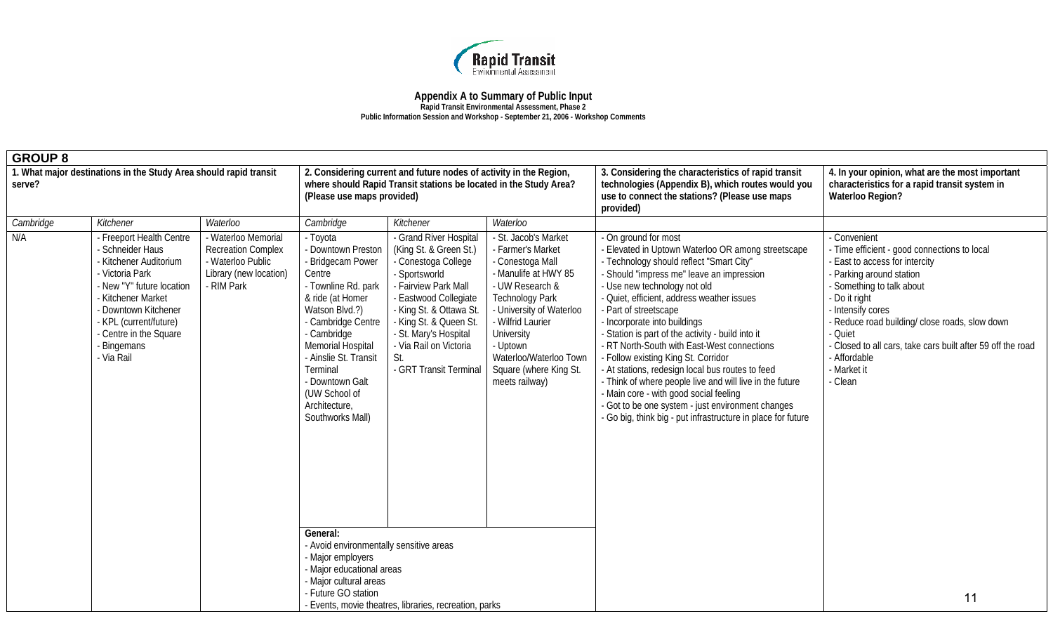**Appendix A to Summary of Public Input**
**Rapid Transit Environmental Assessment, Phase 2**
**Public Information Session and Workshop - September 21, 2006 - Workshop Comments**

## GROUP 8

| 1. What major destinations in the Study Area should rapid transit serve? | | | 2. Considering current and future nodes of activity in the Region, where should Rapid Transit stations be located in the Study Area? (Please use maps provided) | | | 3. Considering the characteristics of rapid transit technologies (Appendix B), which routes would you use to connect the stations? (Please use maps provided) | 4. In your opinion, what are the most important characteristics for a rapid transit system in Waterloo Region? |
|---|---|---|---|---|---|---|---|
| *Cambridge* | *Kitchener* | *Waterloo* | *Cambridge* | *Kitchener* | *Waterloo* | | |
| N/A | - Freeport Health Centre<br>- Schneider Haus<br>- Kitchener Auditorium<br>- Victoria Park<br>- New "Y" future location<br>- Kitchener Market<br>- Downtown Kitchener<br>- KPL (current/future)<br>- Centre in the Square<br>- Bingemans<br>- Via Rail | - Waterloo Memorial Recreation Complex<br>- Waterloo Public Library (new location)<br>- RIM Park | - Toyota<br>- Downtown Preston<br>- Bridgecam Power Centre<br>- Townline Rd. park & ride (at Homer Watson Blvd.?)<br>- Cambridge Centre<br>- Cambridge Memorial Hospital<br>- Ainslie St. Transit Terminal<br>- Downtown Galt (UW School of Architecture, Southworks Mall) | - Grand River Hospital (King St. & Green St.)<br>- Conestoga College<br>- Sportsworld<br>- Fairview Park Mall<br>- Eastwood Collegiate<br>- King St. & Ottawa St.<br>- King St. & Queen St.<br>- St. Mary's Hospital<br>- Via Rail on Victoria St.<br>- GRT Transit Terminal | - St. Jacob's Market<br>- Farmer's Market<br>- Conestoga Mall<br>- Manulife at HWY 85<br>- UW Research & Technology Park<br>- University of Waterloo<br>- Wilfrid Laurier University<br>- Uptown Waterloo/Waterloo Town Square (where King St. meets railway) | - On ground for most<br>- Elevated in Uptown Waterloo OR among streetscape<br>- Technology should reflect "Smart City"<br>- Should "impress me" leave an impression<br>- Use new technology not old<br>- Quiet, efficient, address weather issues<br>- Part of streetscape<br>- Incorporate into buildings<br>- Station is part of the activity - build into it<br>- RT North-South with East-West connections<br>- Follow existing King St. Corridor<br>- At stations, redesign local bus routes to feed<br>- Think of where people live and will live in the future<br>- Main core - with good social feeling<br>- Got to be one system - just environment changes<br>- Go big, think big - put infrastructure in place for future | - Convenient<br>- Time efficient - good connections to local<br>- East to access for intercity<br>- Parking around station<br>- Something to talk about<br>- Do it right<br>- Intensify cores<br>- Reduce road building/ close roads, slow down<br>- Quiet<br>- Closed to all cars, take cars built after 59 off the road<br>- Affordable<br>- Market it<br>- Clean |
| | | | **General:**<br>- Avoid environmentally sensitive areas<br>- Major employers<br>- Major educational areas<br>- Major cultural areas<br>- Future GO station<br>- Events, movie theatres, libraries, recreation, parks | | | | |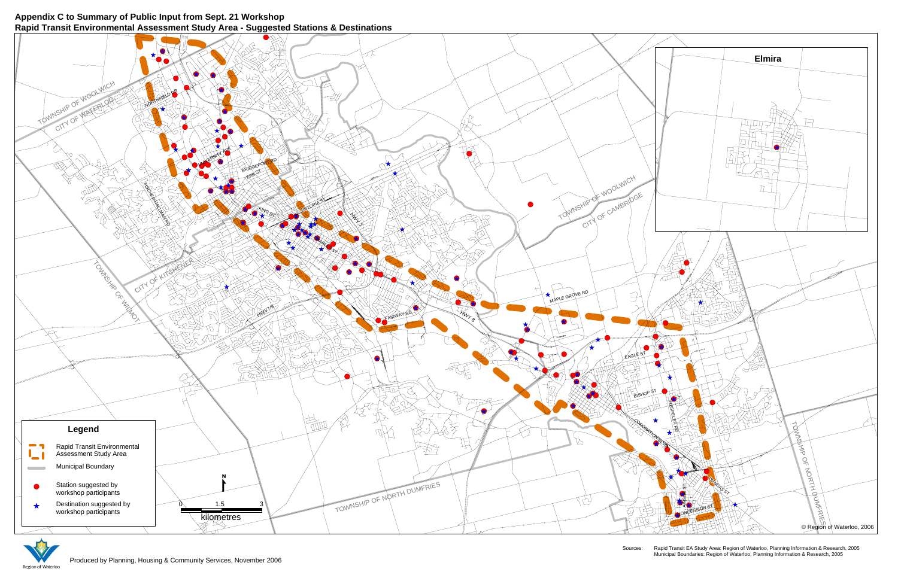**Appendix C to Summary of Public Input from Sept. 21 Workshop**
**Rapid Transit Environmental Assessment Study Area - Suggested Stations & Destinations**

Elmira

TOWNSHIP OF WOOLWICH
CITY OF WATERLOO
NORTHFIELD DR
UNIVERSITY AVE
BRIDGEPORT RD
ERB ST
FISCHER-HALLMAN RD
KING ST
VICTORIA ST
HWY 7
TOWNSHIP OF WILMOT
CITY OF KITCHENER
HWY 7/8
FAIRWAY RD
HWY 8
TOWNSHIP OF WOOLWICH
CITY OF CAMBRIDGE
MAPLE GROVE RD
EAGLE ST
BISHOP ST
HESPELER RD
CORONATION BLVD
DUNDAS ST
CONCESSION ST
TOWNSHIP OF NORTH DUMFRIES
TOWNSHIP OF NORTH DUMFRIES

**Legend**

- Rapid Transit Environmental Assessment Study Area
- Municipal Boundary
- Station suggested by workshop participants
- Destination suggested by workshop participants

0 1.5 3
kilometres

© Region of Waterloo, 2006

Region of Waterloo

Produced by Planning, Housing & Community Services, November 2006

Sources: Rapid Transit EA Study Area: Region of Waterloo, Planning Information & Research, 2005
Municipal Boundaries: Region of Waterloo, Planning Information & Research, 2005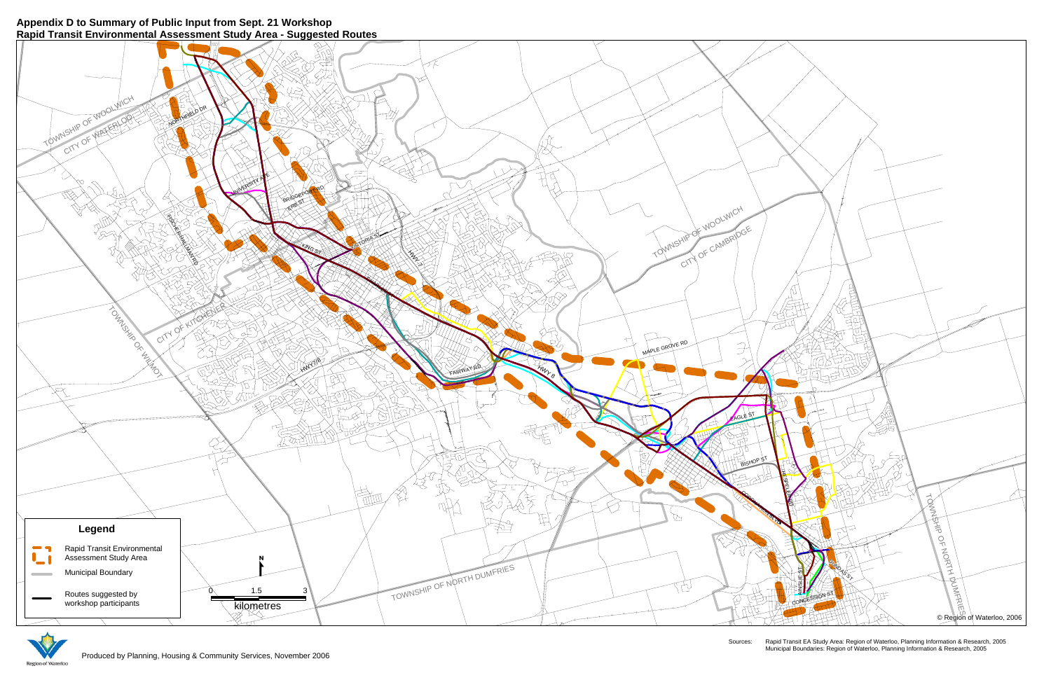# Appendix D to Summary of Public Input from Sept. 21 Workshop
## Rapid Transit Environmental Assessment Study Area - Suggested Routes

TOWNSHIP OF WOOLWICH
CITY OF WATERLOO
NORTHFIELD DR
UNIVERSITY AVE
BRIDGEPORT RD
ERB ST
FISCHER-HALLMAN RD
KING ST
VICTORIA ST
HWY 7
CITY OF KITCHENER
TOWNSHIP OF WILMOT
HWY 7/8
FAIRWAY RD
HWY 8
TOWNSHIP OF WOOLWICH
CITY OF CAMBRIDGE
MAPLE GROVE RD
EAGLE ST
BISHOP ST
HESPELER RD
DUNDAS ST
AINSLIE ST
CONCESSION ST
TOWNSHIP OF NORTH DUMFRIES
TOWNSHIP OF NORTH DUMFRIES

**Legend**

- Rapid Transit Environmental Assessment Study Area
- Municipal Boundary
- Routes suggested by workshop participants

N

0 1.5 3
kilometres

© Region of Waterloo, 2006

Region of Waterloo

Produced by Planning, Housing & Community Services, November 2006

Sources: Rapid Transit EA Study Area: Region of Waterloo, Planning Information & Research, 2005
Municipal Boundaries: Region of Waterloo, Planning Information & Research, 2005